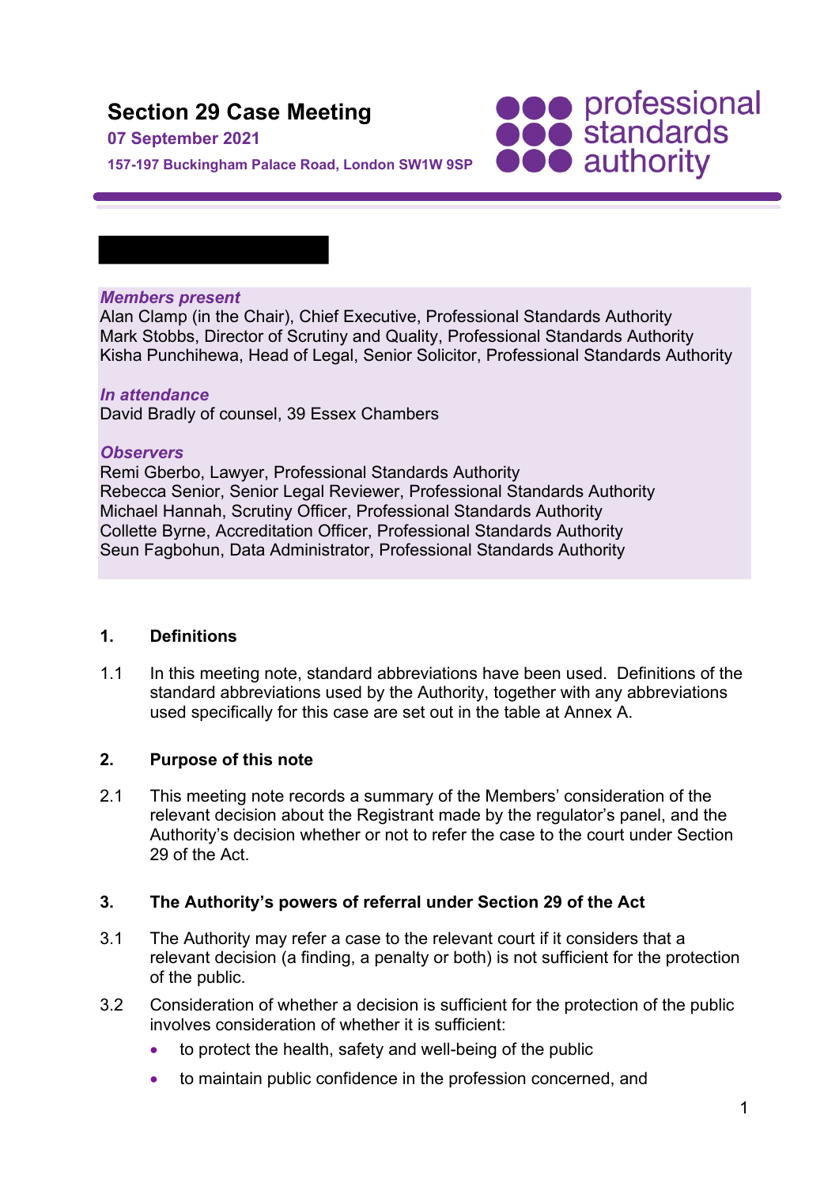# Section 29 Case Meeting

**07 September 2021**

**157-197 Buckingham Palace Road, London SW1W 9SP**

professional standards authority

***Members present***
Alan Clamp (in the Chair), Chief Executive, Professional Standards Authority
Mark Stobbs, Director of Scrutiny and Quality, Professional Standards Authority
Kisha Punchihewa, Head of Legal, Senior Solicitor, Professional Standards Authority

***In attendance***
David Bradly of counsel, 39 Essex Chambers

***Observers***
Remi Gberbo, Lawyer, Professional Standards Authority
Rebecca Senior, Senior Legal Reviewer, Professional Standards Authority
Michael Hannah, Scrutiny Officer, Professional Standards Authority
Collette Byrne, Accreditation Officer, Professional Standards Authority
Seun Fagbohun, Data Administrator, Professional Standards Authority

## 1. Definitions

1.1 In this meeting note, standard abbreviations have been used. Definitions of the standard abbreviations used by the Authority, together with any abbreviations used specifically for this case are set out in the table at Annex A.

## 2. Purpose of this note

2.1 This meeting note records a summary of the Members' consideration of the relevant decision about the Registrant made by the regulator's panel, and the Authority's decision whether or not to refer the case to the court under Section 29 of the Act.

## 3. The Authority's powers of referral under Section 29 of the Act

3.1 The Authority may refer a case to the relevant court if it considers that a relevant decision (a finding, a penalty or both) is not sufficient for the protection of the public.

3.2 Consideration of whether a decision is sufficient for the protection of the public involves consideration of whether it is sufficient:

- to protect the health, safety and well-being of the public
- to maintain public confidence in the profession concerned, and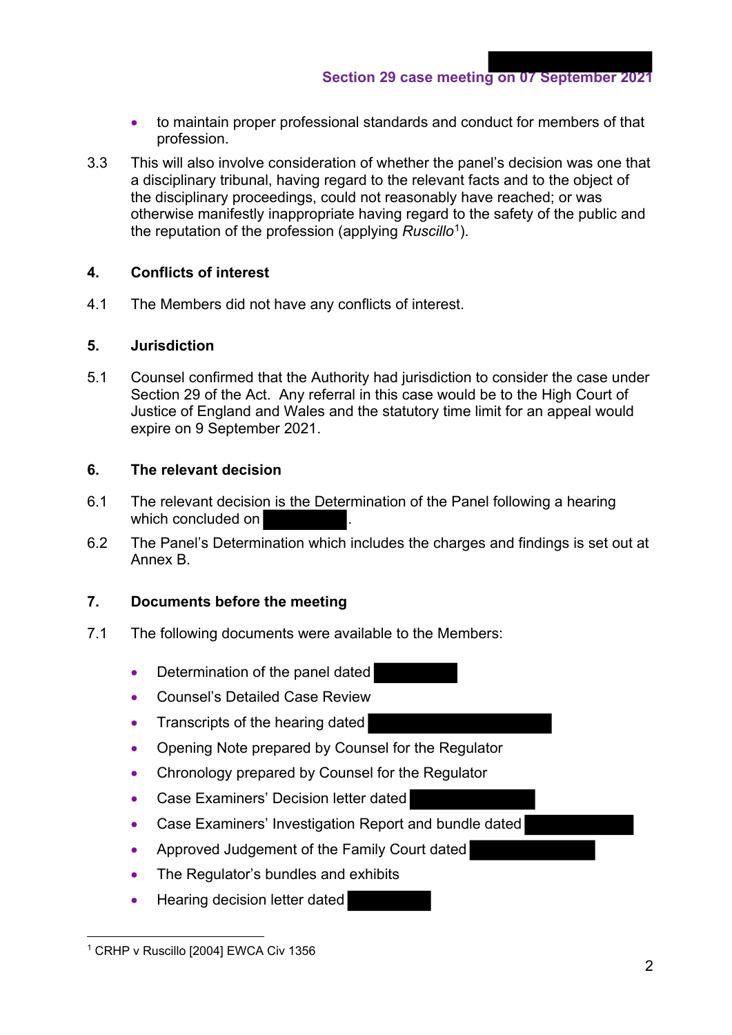- to maintain proper professional standards and conduct for members of that profession.

3.3 This will also involve consideration of whether the panel's decision was one that a disciplinary tribunal, having regard to the relevant facts and to the object of the disciplinary proceedings, could not reasonably have reached; or was otherwise manifestly inappropriate having regard to the safety of the public and the reputation of the profession (applying *Ruscillo*[1]).

## 4. Conflicts of interest

4.1 The Members did not have any conflicts of interest.

## 5. Jurisdiction

5.1 Counsel confirmed that the Authority had jurisdiction to consider the case under Section 29 of the Act. Any referral in this case would be to the High Court of Justice of England and Wales and the statutory time limit for an appeal would expire on 9 September 2021.

## 6. The relevant decision

6.1 The relevant decision is the Determination of the Panel following a hearing which concluded on ██████.

6.2 The Panel's Determination which includes the charges and findings is set out at Annex B.

## 7. Documents before the meeting

7.1 The following documents were available to the Members:

- Determination of the panel dated ██████
- Counsel's Detailed Case Review
- Transcripts of the hearing dated ██████
- Opening Note prepared by Counsel for the Regulator
- Chronology prepared by Counsel for the Regulator
- Case Examiners' Decision letter dated ██████
- Case Examiners' Investigation Report and bundle dated ██████
- Approved Judgement of the Family Court dated ██████
- The Regulator's bundles and exhibits
- Hearing decision letter dated ██████

[1] CRHP v Ruscillo [2004] EWCA Civ 1356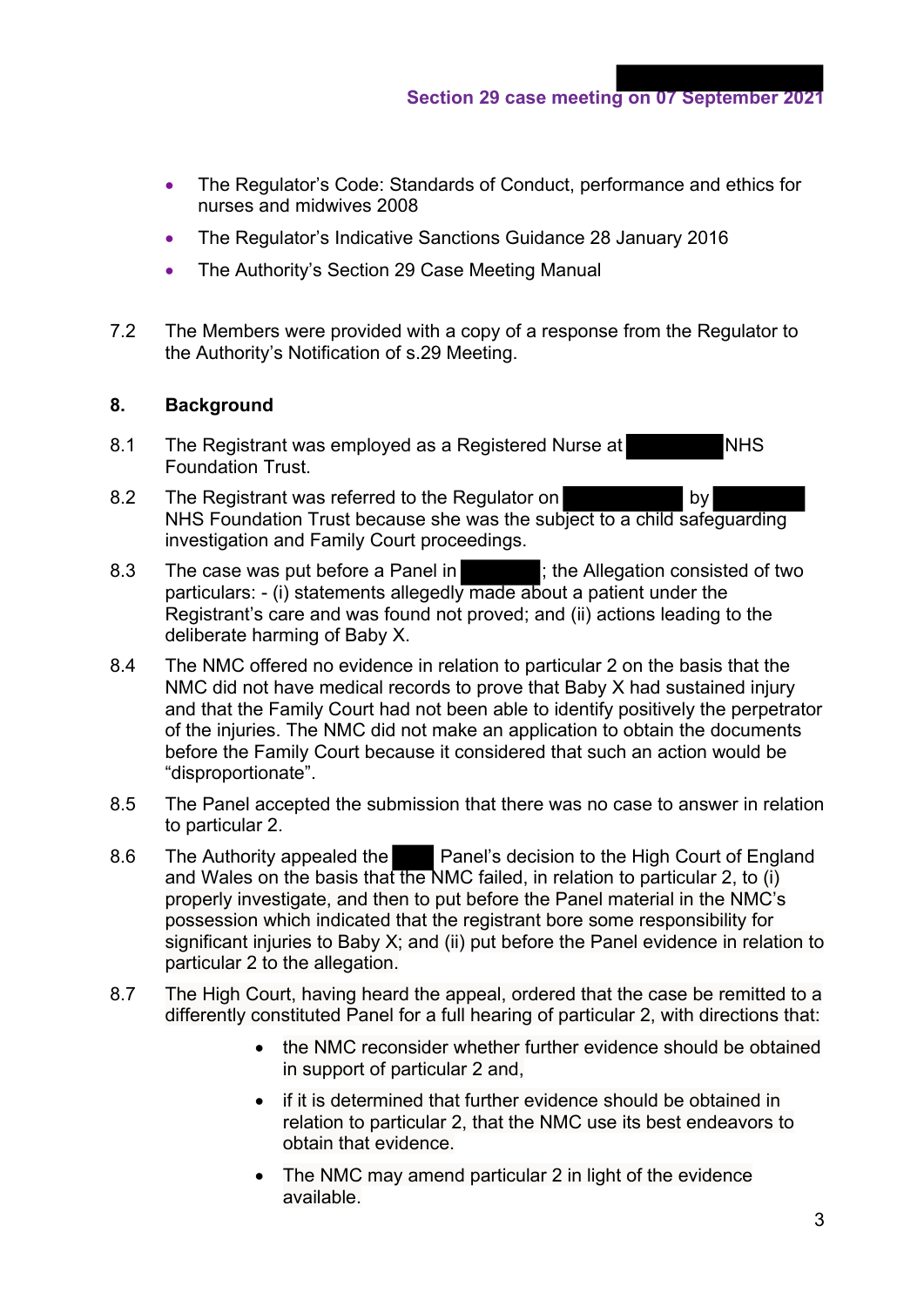- The Regulator's Code: Standards of Conduct, performance and ethics for nurses and midwives 2008
- The Regulator's Indicative Sanctions Guidance 28 January 2016
- The Authority's Section 29 Case Meeting Manual

7.2 The Members were provided with a copy of a response from the Regulator to the Authority's Notification of s.29 Meeting.

## 8. Background

8.1 The Registrant was employed as a Registered Nurse at NHS Foundation Trust.

8.2 The Registrant was referred to the Regulator on by NHS Foundation Trust because she was the subject to a child safeguarding investigation and Family Court proceedings.

8.3 The case was put before a Panel in ; the Allegation consisted of two particulars: - (i) statements allegedly made about a patient under the Registrant's care and was found not proved; and (ii) actions leading to the deliberate harming of Baby X.

8.4 The NMC offered no evidence in relation to particular 2 on the basis that the NMC did not have medical records to prove that Baby X had sustained injury and that the Family Court had not been able to identify positively the perpetrator of the injuries. The NMC did not make an application to obtain the documents before the Family Court because it considered that such an action would be "disproportionate".

8.5 The Panel accepted the submission that there was no case to answer in relation to particular 2.

8.6 The Authority appealed the Panel's decision to the High Court of England and Wales on the basis that the NMC failed, in relation to particular 2, to (i) properly investigate, and then to put before the Panel material in the NMC's possession which indicated that the registrant bore some responsibility for significant injuries to Baby X; and (ii) put before the Panel evidence in relation to particular 2 to the allegation.

8.7 The High Court, having heard the appeal, ordered that the case be remitted to a differently constituted Panel for a full hearing of particular 2, with directions that:

- the NMC reconsider whether further evidence should be obtained in support of particular 2 and,
- if it is determined that further evidence should be obtained in relation to particular 2, that the NMC use its best endeavors to obtain that evidence.
- The NMC may amend particular 2 in light of the evidence available.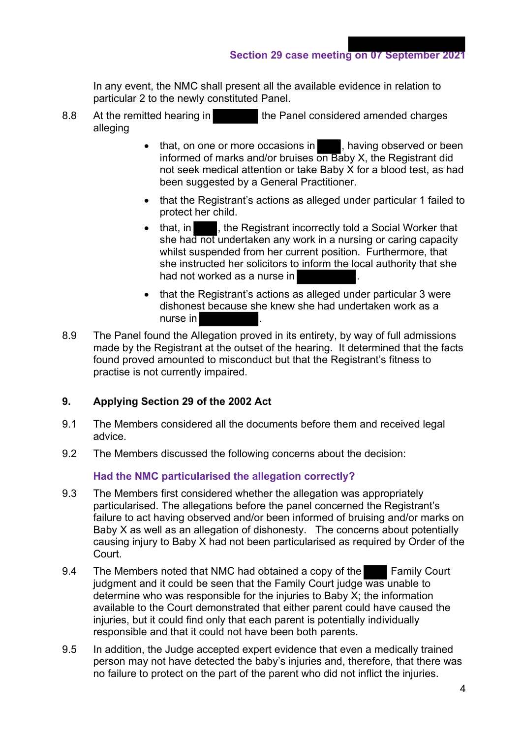In any event, the NMC shall present all the available evidence in relation to particular 2 to the newly constituted Panel.

8.8 At the remitted hearing in [REDACTED] the Panel considered amended charges alleging

- that, on one or more occasions in [REDACTED], having observed or been informed of marks and/or bruises on Baby X, the Registrant did not seek medical attention or take Baby X for a blood test, as had been suggested by a General Practitioner.
- that the Registrant's actions as alleged under particular 1 failed to protect her child.
- that, in [REDACTED], the Registrant incorrectly told a Social Worker that she had not undertaken any work in a nursing or caring capacity whilst suspended from her current position. Furthermore, that she instructed her solicitors to inform the local authority that she had not worked as a nurse in [REDACTED].
- that the Registrant's actions as alleged under particular 3 were dishonest because she knew she had undertaken work as a nurse in [REDACTED].

8.9 The Panel found the Allegation proved in its entirety, by way of full admissions made by the Registrant at the outset of the hearing. It determined that the facts found proved amounted to misconduct but that the Registrant's fitness to practise is not currently impaired.

## 9. Applying Section 29 of the 2002 Act

9.1 The Members considered all the documents before them and received legal advice.

9.2 The Members discussed the following concerns about the decision:

### Had the NMC particularised the allegation correctly?

9.3 The Members first considered whether the allegation was appropriately particularised. The allegations before the panel concerned the Registrant's failure to act having observed and/or been informed of bruising and/or marks on Baby X as well as an allegation of dishonesty. The concerns about potentially causing injury to Baby X had not been particularised as required by Order of the Court.

9.4 The Members noted that NMC had obtained a copy of the [REDACTED] Family Court judgment and it could be seen that the Family Court judge was unable to determine who was responsible for the injuries to Baby X; the information available to the Court demonstrated that either parent could have caused the injuries, but it could find only that each parent is potentially individually responsible and that it could not have been both parents.

9.5 In addition, the Judge accepted expert evidence that even a medically trained person may not have detected the baby's injuries and, therefore, that there was no failure to protect on the part of the parent who did not inflict the injuries.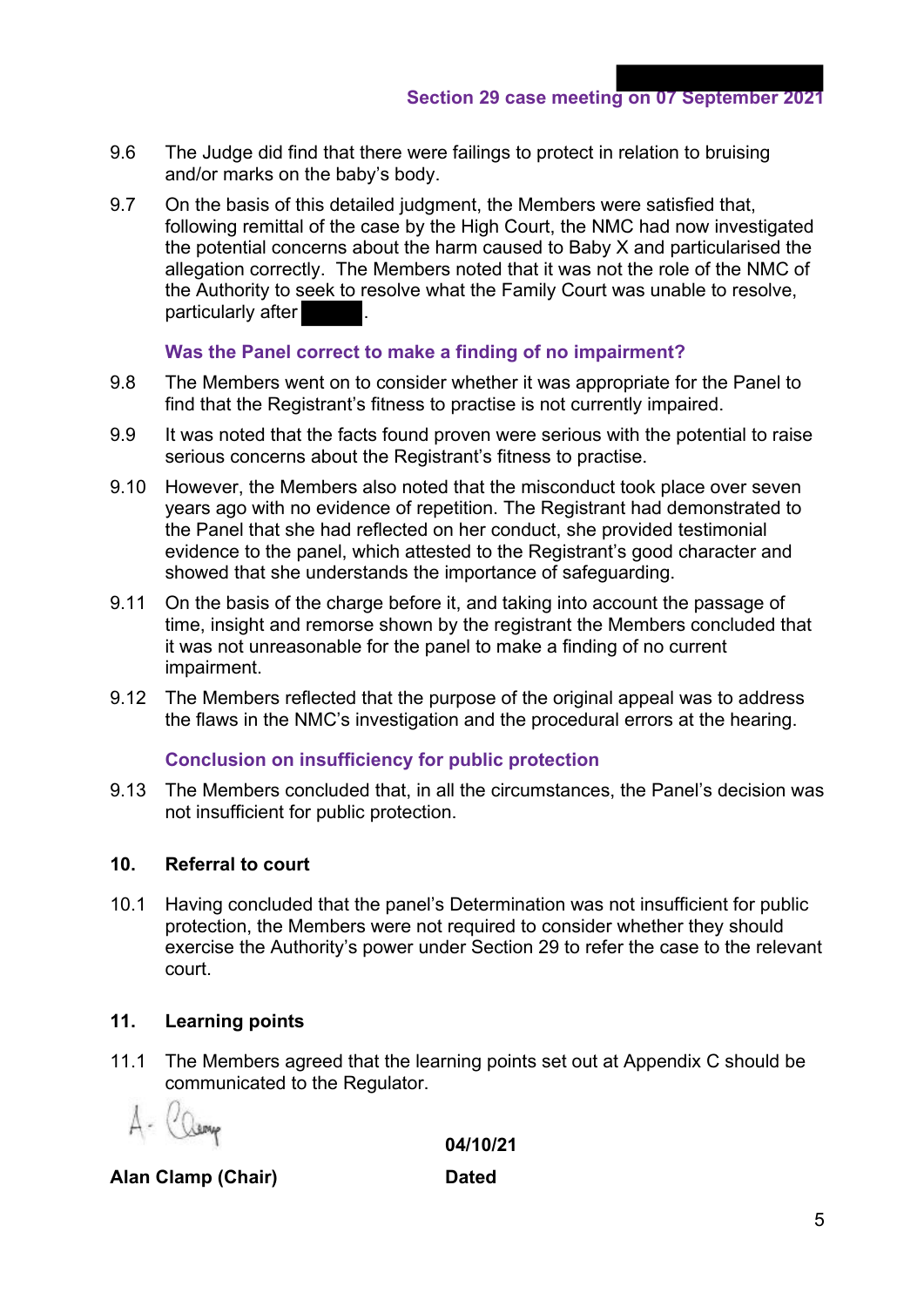9.6 The Judge did find that there were failings to protect in relation to bruising and/or marks on the baby's body.

9.7 On the basis of this detailed judgment, the Members were satisfied that, following remittal of the case by the High Court, the NMC had now investigated the potential concerns about the harm caused to Baby X and particularised the allegation correctly. The Members noted that it was not the role of the NMC of the Authority to seek to resolve what the Family Court was unable to resolve, particularly after ██████.

### Was the Panel correct to make a finding of no impairment?

9.8 The Members went on to consider whether it was appropriate for the Panel to find that the Registrant's fitness to practise is not currently impaired.

9.9 It was noted that the facts found proven were serious with the potential to raise serious concerns about the Registrant's fitness to practise.

9.10 However, the Members also noted that the misconduct took place over seven years ago with no evidence of repetition. The Registrant had demonstrated to the Panel that she had reflected on her conduct, she provided testimonial evidence to the panel, which attested to the Registrant's good character and showed that she understands the importance of safeguarding.

9.11 On the basis of the charge before it, and taking into account the passage of time, insight and remorse shown by the registrant the Members concluded that it was not unreasonable for the panel to make a finding of no current impairment.

9.12 The Members reflected that the purpose of the original appeal was to address the flaws in the NMC's investigation and the procedural errors at the hearing.

### Conclusion on insufficiency for public protection

9.13 The Members concluded that, in all the circumstances, the Panel's decision was not insufficient for public protection.

## 10. Referral to court

10.1 Having concluded that the panel's Determination was not insufficient for public protection, the Members were not required to consider whether they should exercise the Authority's power under Section 29 to refer the case to the relevant court.

## 11. Learning points

11.1 The Members agreed that the learning points set out at Appendix C should be communicated to the Regulator.

A. Clamp

**Alan Clamp (Chair)**

**04/10/21**

**Dated**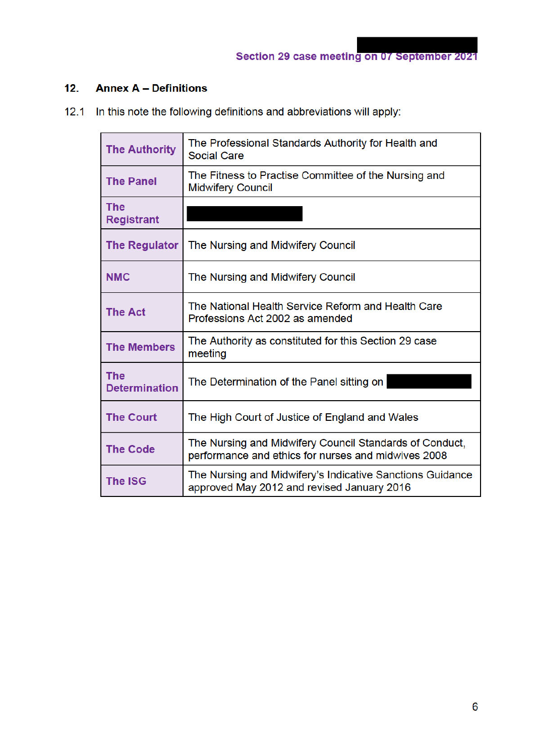## 12. Annex A – Definitions

12.1 In this note the following definitions and abbreviations will apply:

| | |
|---|---|
| **The Authority** | The Professional Standards Authority for Health and Social Care |
| **The Panel** | The Fitness to Practise Committee of the Nursing and Midwifery Council |
| **The Registrant** | |
| **The Regulator** | The Nursing and Midwifery Council |
| **NMC** | The Nursing and Midwifery Council |
| **The Act** | The National Health Service Reform and Health Care Professions Act 2002 as amended |
| **The Members** | The Authority as constituted for this Section 29 case meeting |
| **The Determination** | The Determination of the Panel sitting on |
| **The Court** | The High Court of Justice of England and Wales |
| **The Code** | The Nursing and Midwifery Council Standards of Conduct, performance and ethics for nurses and midwives 2008 |
| **The ISG** | The Nursing and Midwifery's Indicative Sanctions Guidance approved May 2012 and revised January 2016 |